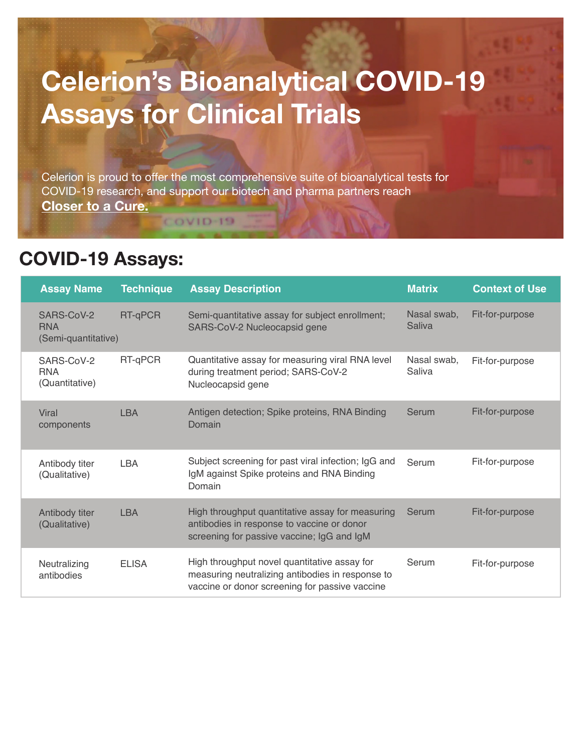# Celerion's Bioanalytical COVID-19 Assays for Clinical Trials

Celerion is proud to offer the most comprehensive suite of bioanalytical tests for COVID-19 research, and support our biotech and pharma partners reach **Closer to a Cure.**

## COVID-19 Assays:

| Assay Name | Technique | Assay Description | Matrix | Context of Use |
|---|---|---|---|---|
| SARS-CoV-2 RNA (Semi-quantitative) | RT-qPCR | Semi-quantitative assay for subject enrollment; SARS-CoV-2 Nucleocapsid gene | Nasal swab, Saliva | Fit-for-purpose |
| SARS-CoV-2 RNA (Quantitative) | RT-qPCR | Quantitative assay for measuring viral RNA level during treatment period; SARS-CoV-2 Nucleocapsid gene | Nasal swab, Saliva | Fit-for-purpose |
| Viral components | LBA | Antigen detection; Spike proteins, RNA Binding Domain | Serum | Fit-for-purpose |
| Antibody titer (Qualitative) | LBA | Subject screening for past viral infection; IgG and IgM against Spike proteins and RNA Binding Domain | Serum | Fit-for-purpose |
| Antibody titer (Qualitative) | LBA | High throughput quantitative assay for measuring antibodies in response to vaccine or donor screening for passive vaccine; IgG and IgM | Serum | Fit-for-purpose |
| Neutralizing antibodies | ELISA | High throughput novel quantitative assay for measuring neutralizing antibodies in response to vaccine or donor screening for passive vaccine | Serum | Fit-for-purpose |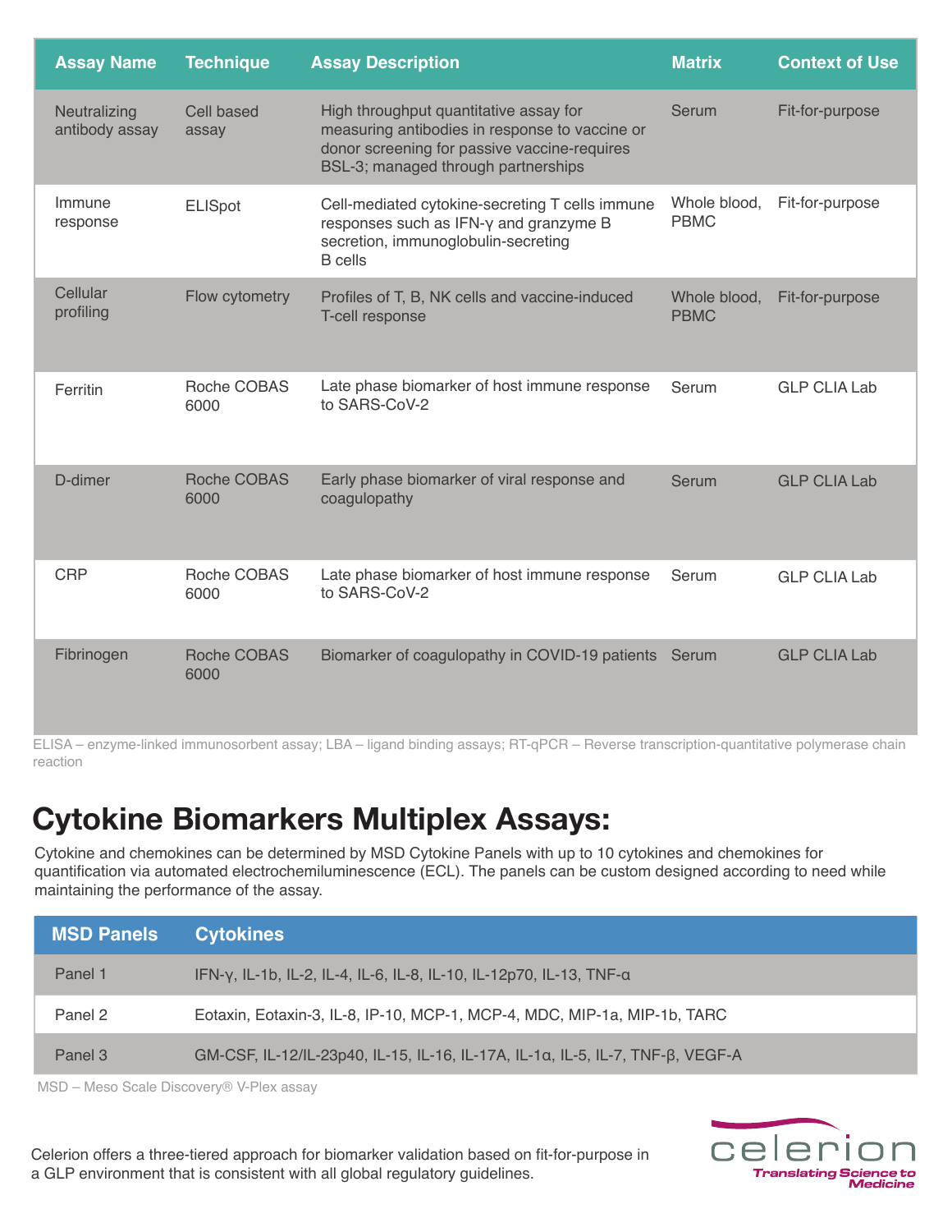| Assay Name | Technique | Assay Description | Matrix | Context of Use |
| --- | --- | --- | --- | --- |
| Neutralizing antibody assay | Cell based assay | High throughput quantitative assay for measuring antibodies in response to vaccine or donor screening for passive vaccine-requires BSL-3; managed through partnerships | Serum | Fit-for-purpose |
| Immune response | ELISpot | Cell-mediated cytokine-secreting T cells immune responses such as IFN-γ and granzyme B secretion, immunoglobulin-secreting B cells | Whole blood, PBMC | Fit-for-purpose |
| Cellular profiling | Flow cytometry | Profiles of T, B, NK cells and vaccine-induced T-cell response | Whole blood, PBMC | Fit-for-purpose |
| Ferritin | Roche COBAS 6000 | Late phase biomarker of host immune response to SARS-CoV-2 | Serum | GLP CLIA Lab |
| D-dimer | Roche COBAS 6000 | Early phase biomarker of viral response and coagulopathy | Serum | GLP CLIA Lab |
| CRP | Roche COBAS 6000 | Late phase biomarker of host immune response to SARS-CoV-2 | Serum | GLP CLIA Lab |
| Fibrinogen | Roche COBAS 6000 | Biomarker of coagulopathy in COVID-19 patients | Serum | GLP CLIA Lab |

ELISA – enzyme-linked immunosorbent assay; LBA – ligand binding assays; RT-qPCR – Reverse transcription-quantitative polymerase chain reaction

# Cytokine Biomarkers Multiplex Assays:

Cytokine and chemokines can be determined by MSD Cytokine Panels with up to 10 cytokines and chemokines for quantification via automated electrochemiluminescence (ECL). The panels can be custom designed according to need while maintaining the performance of the assay.

| MSD Panels | Cytokines |
| --- | --- |
| Panel 1 | IFN-γ, IL-1b, IL-2, IL-4, IL-6, IL-8, IL-10, IL-12p70, IL-13, TNF-α |
| Panel 2 | Eotaxin, Eotaxin-3, IL-8, IP-10, MCP-1, MCP-4, MDC, MIP-1a, MIP-1b, TARC |
| Panel 3 | GM-CSF, IL-12/IL-23p40, IL-15, IL-16, IL-17A, IL-1α, IL-5, IL-7, TNF-β, VEGF-A |

MSD – Meso Scale Discovery® V-Plex assay

Celerion offers a three-tiered approach for biomarker validation based on fit-for-purpose in a GLP environment that is consistent with all global regulatory guidelines.

celerion
*Translating Science to Medicine*